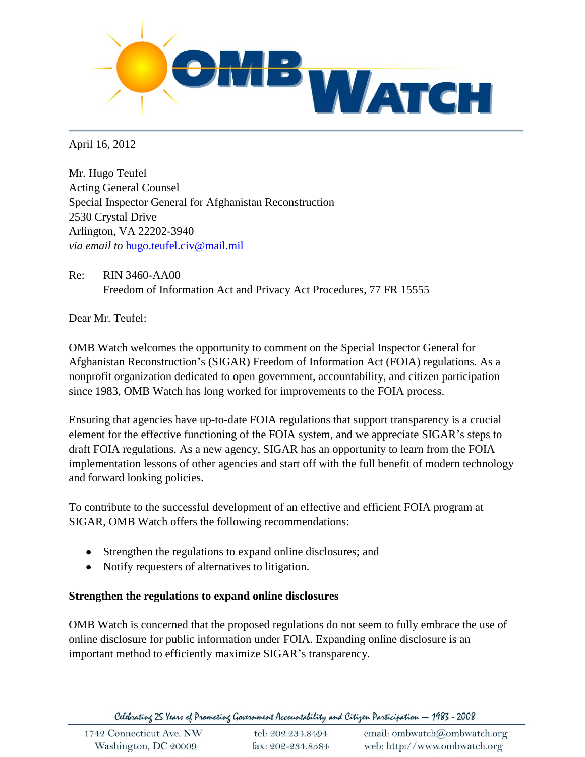April 16, 2012

Mr. Hugo Teufel  
Acting General Counsel  
Special Inspector General for Afghanistan Reconstruction  
2530 Crystal Drive  
Arlington, VA 22202-3940  
*via email to* hugo.teufel.civ@mail.mil

Re: RIN 3460-AA00  
Freedom of Information Act and Privacy Act Procedures, 77 FR 15555

Dear Mr. Teufel:

OMB Watch welcomes the opportunity to comment on the Special Inspector General for Afghanistan Reconstruction's (SIGAR) Freedom of Information Act (FOIA) regulations. As a nonprofit organization dedicated to open government, accountability, and citizen participation since 1983, OMB Watch has long worked for improvements to the FOIA process.

Ensuring that agencies have up-to-date FOIA regulations that support transparency is a crucial element for the effective functioning of the FOIA system, and we appreciate SIGAR's steps to draft FOIA regulations. As a new agency, SIGAR has an opportunity to learn from the FOIA implementation lessons of other agencies and start off with the full benefit of modern technology and forward looking policies.

To contribute to the successful development of an effective and efficient FOIA program at SIGAR, OMB Watch offers the following recommendations:

- Strengthen the regulations to expand online disclosures; and
- Notify requesters of alternatives to litigation.

**Strengthen the regulations to expand online disclosures**

OMB Watch is concerned that the proposed regulations do not seem to fully embrace the use of online disclosure for public information under FOIA. Expanding online disclosure is an important method to efficiently maximize SIGAR's transparency.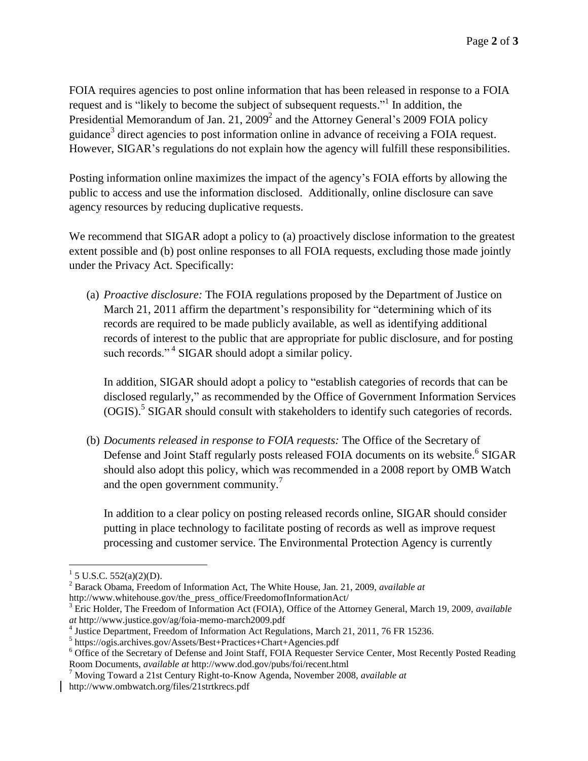FOIA requires agencies to post online information that has been released in response to a FOIA request and is "likely to become the subject of subsequent requests."[1] In addition, the Presidential Memorandum of Jan. 21, 2009[2] and the Attorney General's 2009 FOIA policy guidance[3] direct agencies to post information online in advance of receiving a FOIA request. However, SIGAR's regulations do not explain how the agency will fulfill these responsibilities.

Posting information online maximizes the impact of the agency's FOIA efforts by allowing the public to access and use the information disclosed. Additionally, online disclosure can save agency resources by reducing duplicative requests.

We recommend that SIGAR adopt a policy to (a) proactively disclose information to the greatest extent possible and (b) post online responses to all FOIA requests, excluding those made jointly under the Privacy Act. Specifically:

(a) *Proactive disclosure:* The FOIA regulations proposed by the Department of Justice on March 21, 2011 affirm the department's responsibility for "determining which of its records are required to be made publicly available, as well as identifying additional records of interest to the public that are appropriate for public disclosure, and for posting such records."[4] SIGAR should adopt a similar policy.

In addition, SIGAR should adopt a policy to "establish categories of records that can be disclosed regularly," as recommended by the Office of Government Information Services (OGIS).[5] SIGAR should consult with stakeholders to identify such categories of records.

(b) *Documents released in response to FOIA requests:* The Office of the Secretary of Defense and Joint Staff regularly posts released FOIA documents on its website.[6] SIGAR should also adopt this policy, which was recommended in a 2008 report by OMB Watch and the open government community.[7]

In addition to a clear policy on posting released records online, SIGAR should consider putting in place technology to facilitate posting of records as well as improve request processing and customer service. The Environmental Protection Agency is currently

---

[1] 5 U.S.C. 552(a)(2)(D).

[2] Barack Obama, Freedom of Information Act, The White House, Jan. 21, 2009, *available at* http://www.whitehouse.gov/the_press_office/FreedomofInformationAct/

[3] Eric Holder, The Freedom of Information Act (FOIA), Office of the Attorney General, March 19, 2009, *available at* http://www.justice.gov/ag/foia-memo-march2009.pdf

[4] Justice Department, Freedom of Information Act Regulations, March 21, 2011, 76 FR 15236.

[5] https://ogis.archives.gov/Assets/Best+Practices+Chart+Agencies.pdf

[6] Office of the Secretary of Defense and Joint Staff, FOIA Requester Service Center, Most Recently Posted Reading Room Documents, *available at* http://www.dod.gov/pubs/foi/recent.html

[7] Moving Toward a 21st Century Right-to-Know Agenda, November 2008, *available at* http://www.ombwatch.org/files/21strtkrecs.pdf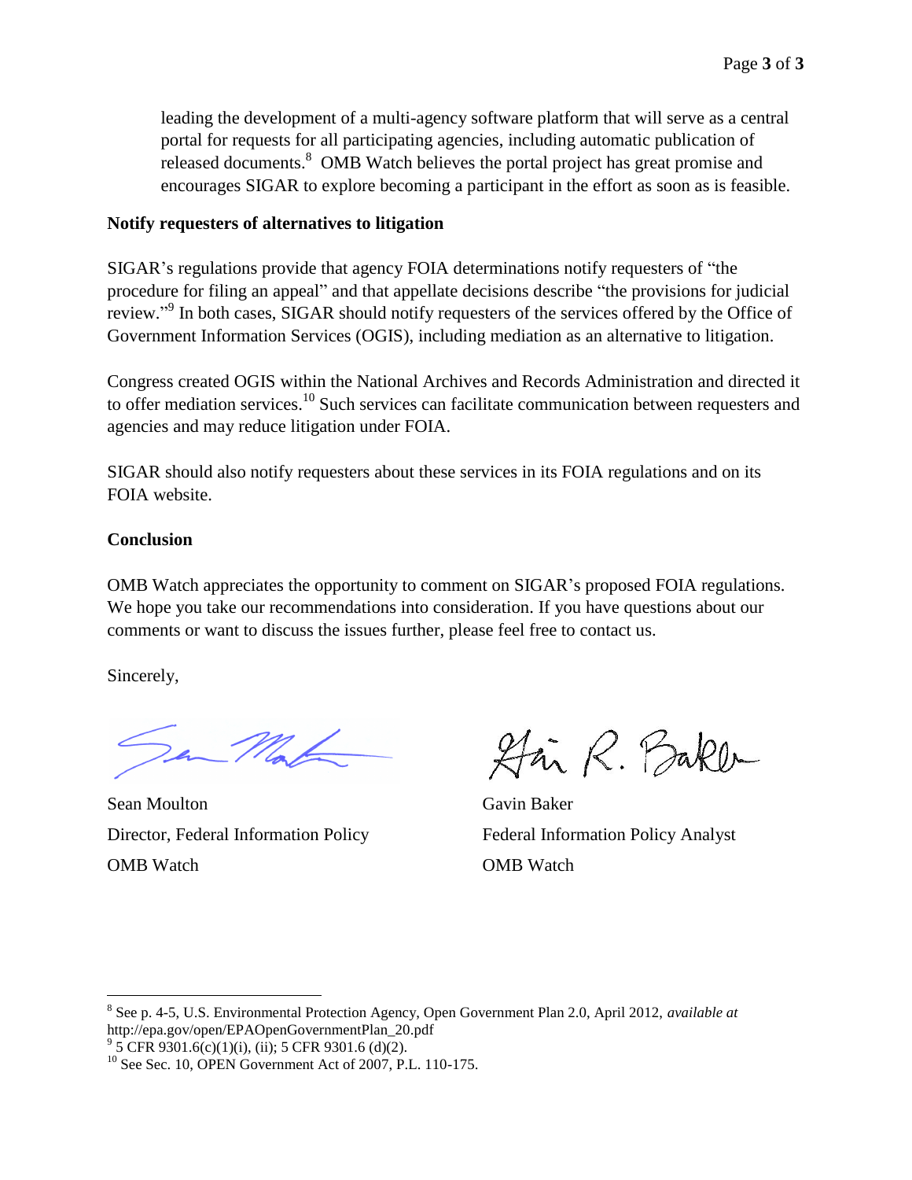leading the development of a multi-agency software platform that will serve as a central portal for requests for all participating agencies, including automatic publication of released documents.[8] OMB Watch believes the portal project has great promise and encourages SIGAR to explore becoming a participant in the effort as soon as is feasible.

**Notify requesters of alternatives to litigation**

SIGAR's regulations provide that agency FOIA determinations notify requesters of "the procedure for filing an appeal" and that appellate decisions describe "the provisions for judicial review."[9] In both cases, SIGAR should notify requesters of the services offered by the Office of Government Information Services (OGIS), including mediation as an alternative to litigation.

Congress created OGIS within the National Archives and Records Administration and directed it to offer mediation services.[10] Such services can facilitate communication between requesters and agencies and may reduce litigation under FOIA.

SIGAR should also notify requesters about these services in its FOIA regulations and on its FOIA website.

**Conclusion**

OMB Watch appreciates the opportunity to comment on SIGAR's proposed FOIA regulations. We hope you take our recommendations into consideration. If you have questions about our comments or want to discuss the issues further, please feel free to contact us.

Sincerely,

Sean Moulton
Director, Federal Information Policy
OMB Watch

Gavin Baker
Federal Information Policy Analyst
OMB Watch

---

[8] See p. 4-5, U.S. Environmental Protection Agency, Open Government Plan 2.0, April 2012, *available at* http://epa.gov/open/EPAOpenGovernmentPlan_20.pdf

[9] 5 CFR 9301.6(c)(1)(i), (ii); 5 CFR 9301.6 (d)(2).

[10] See Sec. 10, OPEN Government Act of 2007, P.L. 110-175.